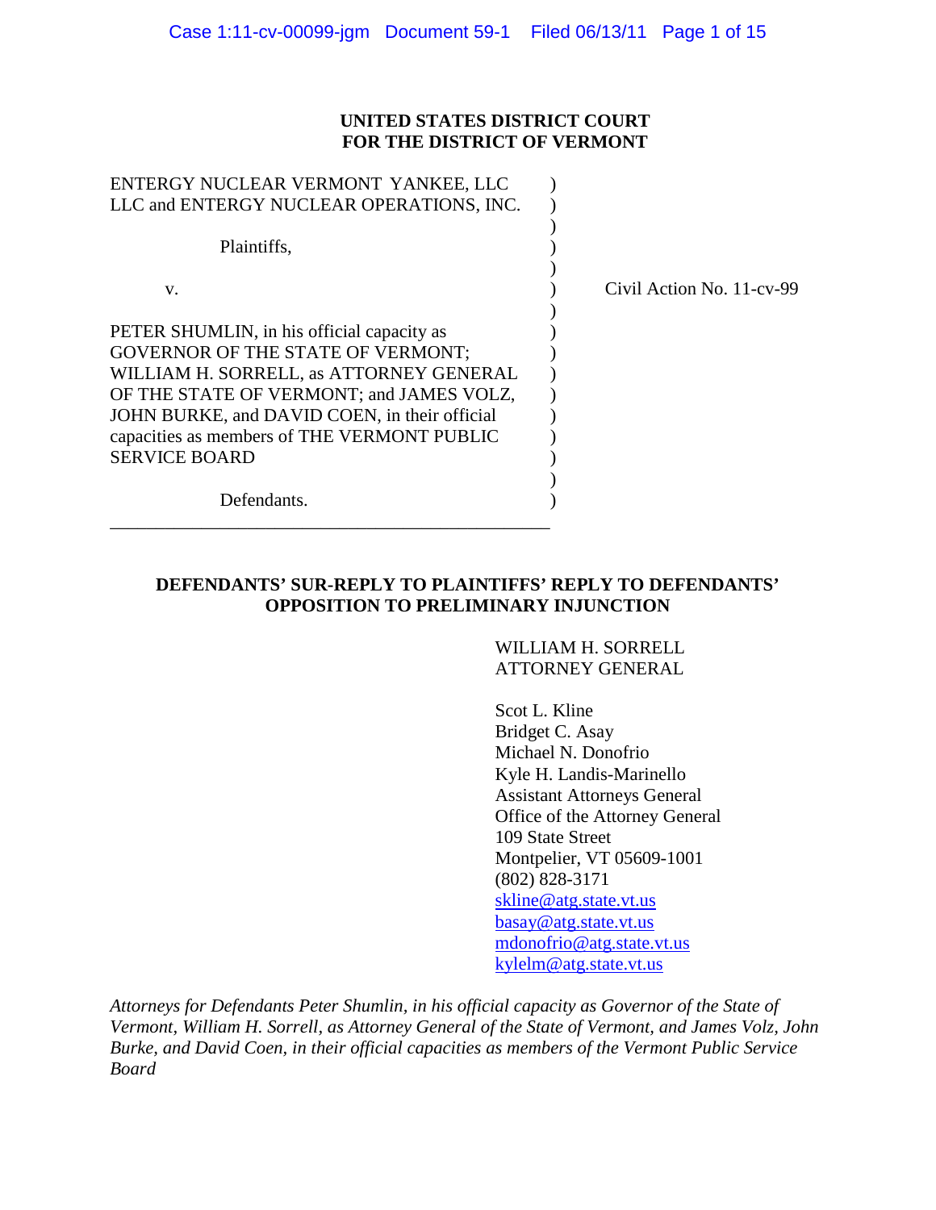**UNITED STATES DISTRICT COURT**
**FOR THE DISTRICT OF VERMONT**

ENTERGY NUCLEAR VERMONT YANKEE, LLC
LLC and ENTERGY NUCLEAR OPERATIONS, INC.

Plaintiffs,

v.

Civil Action No. 11-cv-99

PETER SHUMLIN, in his official capacity as GOVERNOR OF THE STATE OF VERMONT; WILLIAM H. SORRELL, as ATTORNEY GENERAL OF THE STATE OF VERMONT; and JAMES VOLZ, JOHN BURKE, and DAVID COEN, in their official capacities as members of THE VERMONT PUBLIC SERVICE BOARD

Defendants.

---

**DEFENDANTS' SUR-REPLY TO PLAINTIFFS' REPLY TO DEFENDANTS' OPPOSITION TO PRELIMINARY INJUNCTION**

WILLIAM H. SORRELL
ATTORNEY GENERAL

Scot L. Kline
Bridget C. Asay
Michael N. Donofrio
Kyle H. Landis-Marinello
Assistant Attorneys General
Office of the Attorney General
109 State Street
Montpelier, VT 05609-1001
(802) 828-3171
skline@atg.state.vt.us
basay@atg.state.vt.us
mdonofrio@atg.state.vt.us
kylelm@atg.state.vt.us

*Attorneys for Defendants Peter Shumlin, in his official capacity as Governor of the State of Vermont, William H. Sorrell, as Attorney General of the State of Vermont, and James Volz, John Burke, and David Coen, in their official capacities as members of the Vermont Public Service Board*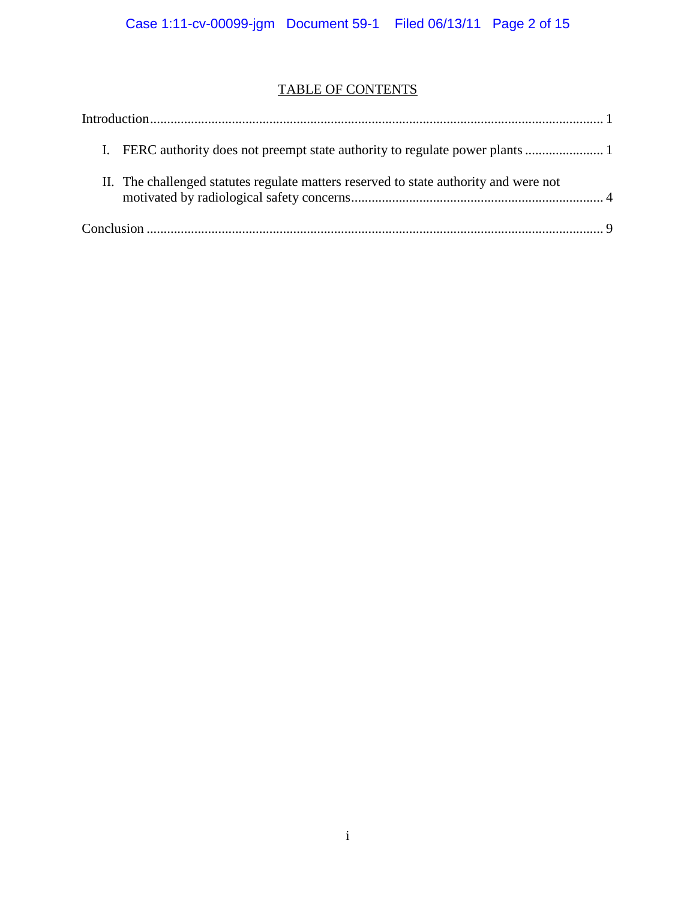## TABLE OF CONTENTS

Introduction .................................................................................................................... 1

I. FERC authority does not preempt state authority to regulate power plants ....................... 1

II. The challenged statutes regulate matters reserved to state authority and were not motivated by radiological safety concerns.......................................................................... 4

Conclusion ...................................................................................................................... 9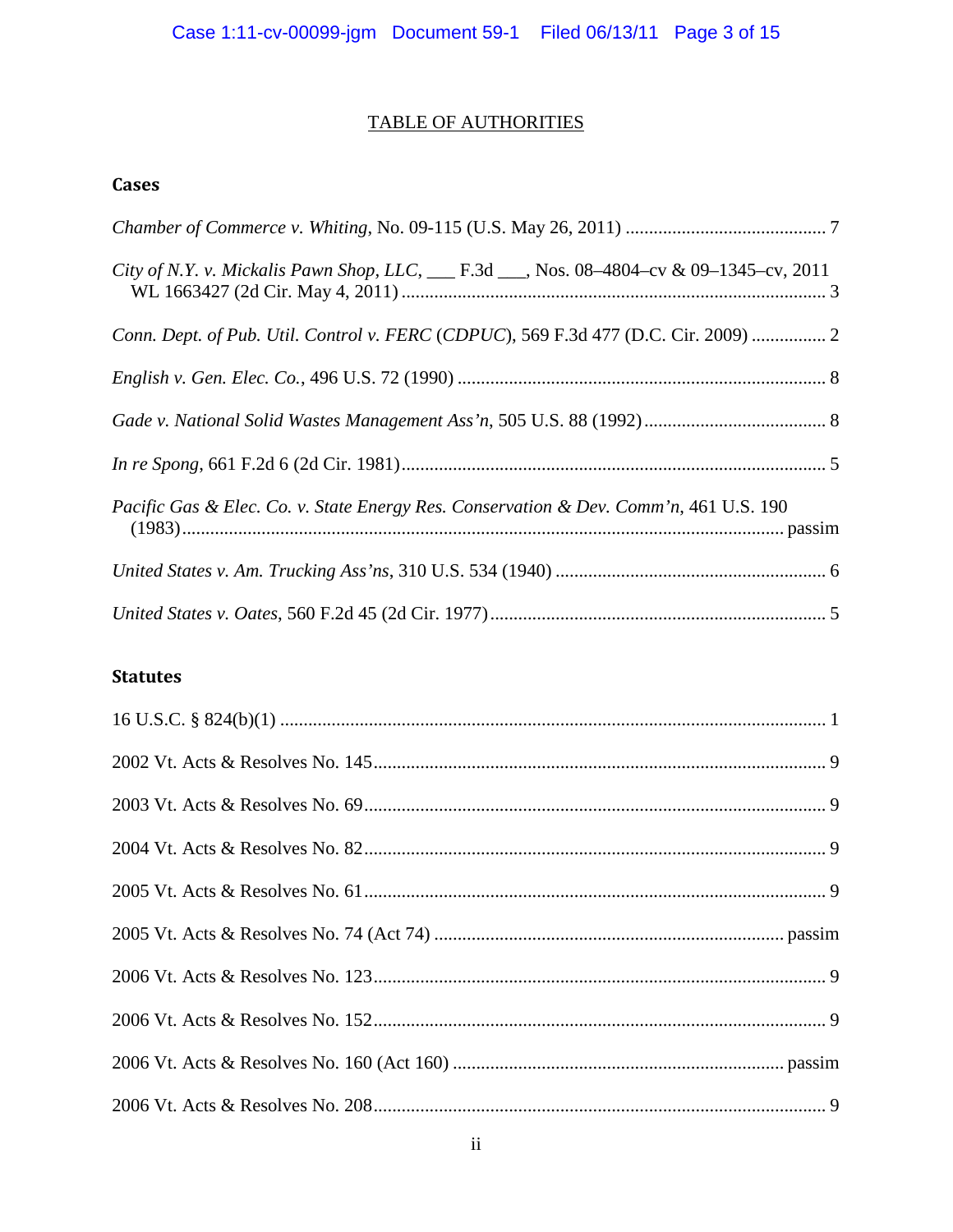# TABLE OF AUTHORITIES

## Cases

*Chamber of Commerce v. Whiting*, No. 09-115 (U.S. May 26, 2011) .......................................... 7

*City of N.Y. v. Mickalis Pawn Shop, LLC*, ___ F.3d ___, Nos. 08–4804–cv & 09–1345–cv, 2011 WL 1663427 (2d Cir. May 4, 2011) .......................................................................................... 3

*Conn. Dept. of Pub. Util. Control v. FERC* (*CDPUC*), 569 F.3d 477 (D.C. Cir. 2009) ................ 2

*English v. Gen. Elec. Co.*, 496 U.S. 72 (1990) .............................................................................. 8

*Gade v. National Solid Wastes Management Ass'n*, 505 U.S. 88 (1992) ....................................... 8

*In re Spong*, 661 F.2d 6 (2d Cir. 1981) .......................................................................................... 5

*Pacific Gas & Elec. Co. v. State Energy Res. Conservation & Dev. Comm'n*, 461 U.S. 190 (1983) ............................................................................................................................... passim

*United States v. Am. Trucking Ass'ns*, 310 U.S. 534 (1940) ......................................................... 6

*United States v. Oates*, 560 F.2d 45 (2d Cir. 1977) ....................................................................... 5

## Statutes

16 U.S.C. § 824(b)(1) .................................................................................................................... 1

2002 Vt. Acts & Resolves No. 145 ................................................................................................ 9

2003 Vt. Acts & Resolves No. 69 .................................................................................................. 9

2004 Vt. Acts & Resolves No. 82 .................................................................................................. 9

2005 Vt. Acts & Resolves No. 61 .................................................................................................. 9

2005 Vt. Acts & Resolves No. 74 (Act 74) ......................................................................... passim

2006 Vt. Acts & Resolves No. 123 ................................................................................................ 9

2006 Vt. Acts & Resolves No. 152 ................................................................................................ 9

2006 Vt. Acts & Resolves No. 160 (Act 160) ..................................................................... passim

2006 Vt. Acts & Resolves No. 208 ................................................................................................ 9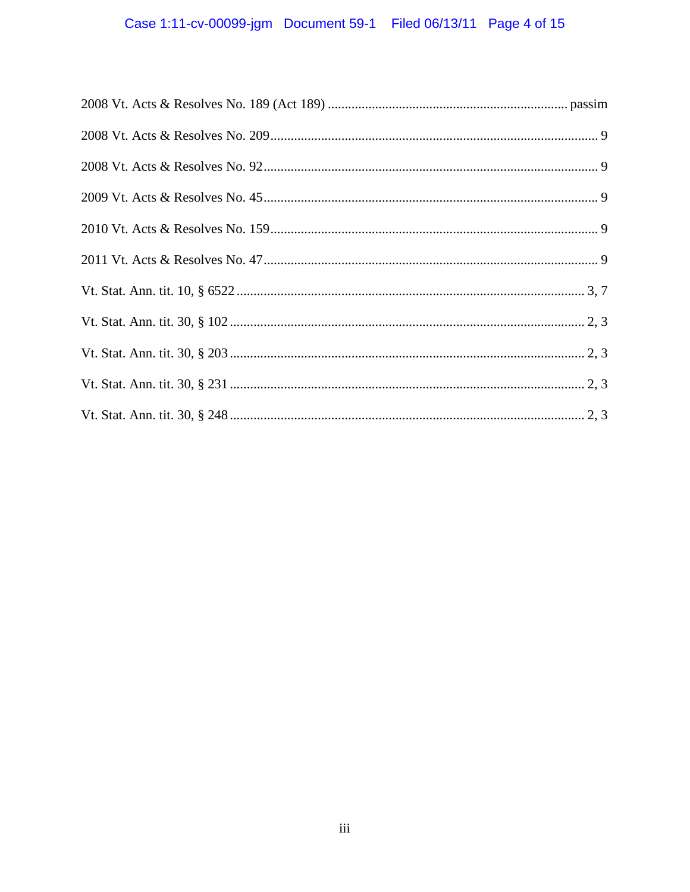2008 Vt. Acts & Resolves No. 189 (Act 189) ...................................................................... passim

2008 Vt. Acts & Resolves No. 209 .................................................................................................. 9

2008 Vt. Acts & Resolves No. 92 .................................................................................................... 9

2009 Vt. Acts & Resolves No. 45 .................................................................................................... 9

2010 Vt. Acts & Resolves No. 159 .................................................................................................. 9

2011 Vt. Acts & Resolves No. 47 .................................................................................................... 9

Vt. Stat. Ann. tit. 10, § 6522 ....................................................................................................... 3, 7

Vt. Stat. Ann. tit. 30, § 102 ......................................................................................................... 2, 3

Vt. Stat. Ann. tit. 30, § 203 ......................................................................................................... 2, 3

Vt. Stat. Ann. tit. 30, § 231 ......................................................................................................... 2, 3

Vt. Stat. Ann. tit. 30, § 248 ......................................................................................................... 2, 3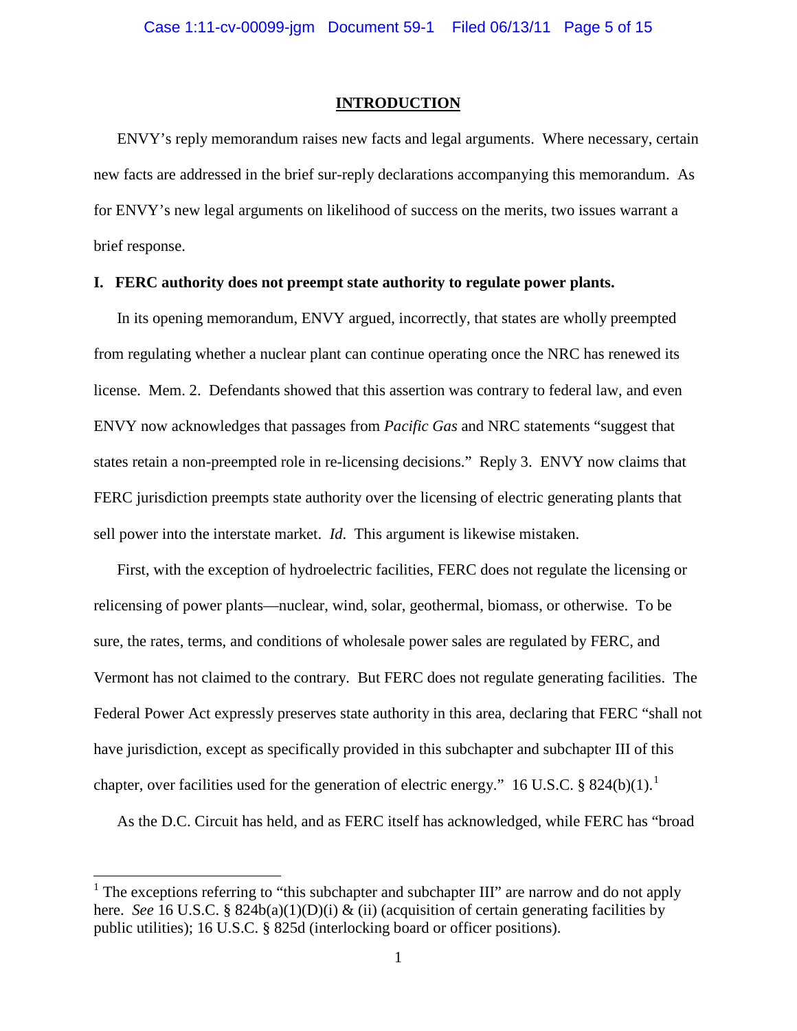## INTRODUCTION

ENVY's reply memorandum raises new facts and legal arguments. Where necessary, certain new facts are addressed in the brief sur-reply declarations accompanying this memorandum. As for ENVY's new legal arguments on likelihood of success on the merits, two issues warrant a brief response.

### I. FERC authority does not preempt state authority to regulate power plants.

In its opening memorandum, ENVY argued, incorrectly, that states are wholly preempted from regulating whether a nuclear plant can continue operating once the NRC has renewed its license. Mem. 2. Defendants showed that this assertion was contrary to federal law, and even ENVY now acknowledges that passages from *Pacific Gas* and NRC statements "suggest that states retain a non-preempted role in re-licensing decisions." Reply 3. ENVY now claims that FERC jurisdiction preempts state authority over the licensing of electric generating plants that sell power into the interstate market. *Id*. This argument is likewise mistaken.

First, with the exception of hydroelectric facilities, FERC does not regulate the licensing or relicensing of power plants—nuclear, wind, solar, geothermal, biomass, or otherwise. To be sure, the rates, terms, and conditions of wholesale power sales are regulated by FERC, and Vermont has not claimed to the contrary. But FERC does not regulate generating facilities. The Federal Power Act expressly preserves state authority in this area, declaring that FERC "shall not have jurisdiction, except as specifically provided in this subchapter and subchapter III of this chapter, over facilities used for the generation of electric energy." 16 U.S.C. § 824(b)(1).[1]

As the D.C. Circuit has held, and as FERC itself has acknowledged, while FERC has "broad

[1] The exceptions referring to "this subchapter and subchapter III" are narrow and do not apply here. *See* 16 U.S.C. § 824b(a)(1)(D)(i) & (ii) (acquisition of certain generating facilities by public utilities); 16 U.S.C. § 825d (interlocking board or officer positions).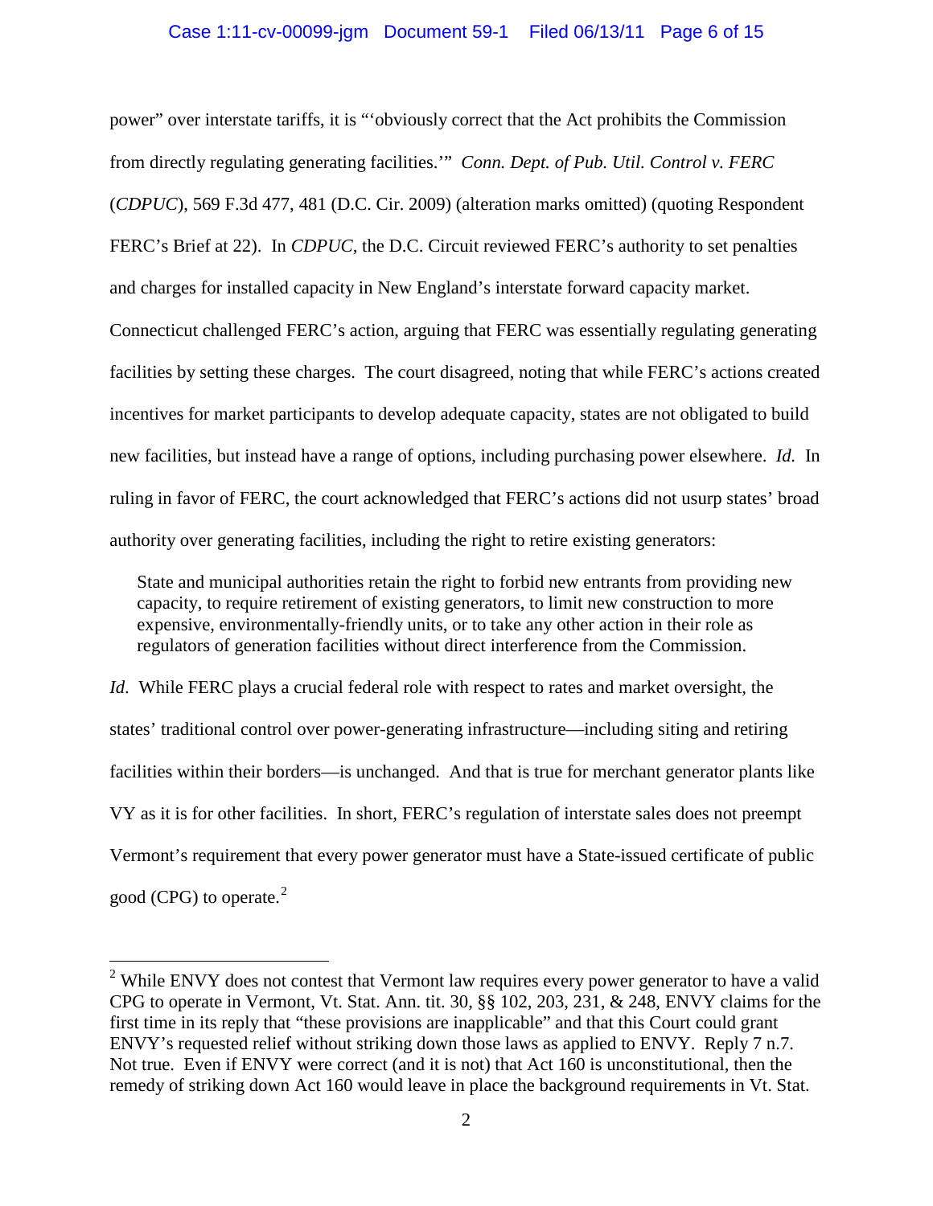power" over interstate tariffs, it is "'obviously correct that the Act prohibits the Commission from directly regulating generating facilities.'" *Conn. Dept. of Pub. Util. Control v. FERC* (*CDPUC*), 569 F.3d 477, 481 (D.C. Cir. 2009) (alteration marks omitted) (quoting Respondent FERC's Brief at 22). In *CDPUC,* the D.C. Circuit reviewed FERC's authority to set penalties and charges for installed capacity in New England's interstate forward capacity market. Connecticut challenged FERC's action, arguing that FERC was essentially regulating generating facilities by setting these charges. The court disagreed, noting that while FERC's actions created incentives for market participants to develop adequate capacity, states are not obligated to build new facilities, but instead have a range of options, including purchasing power elsewhere. *Id.* In ruling in favor of FERC, the court acknowledged that FERC's actions did not usurp states' broad authority over generating facilities, including the right to retire existing generators:

> State and municipal authorities retain the right to forbid new entrants from providing new capacity, to require retirement of existing generators, to limit new construction to more expensive, environmentally-friendly units, or to take any other action in their role as regulators of generation facilities without direct interference from the Commission.

*Id.* While FERC plays a crucial federal role with respect to rates and market oversight, the states' traditional control over power-generating infrastructure—including siting and retiring facilities within their borders—is unchanged. And that is true for merchant generator plants like VY as it is for other facilities. In short, FERC's regulation of interstate sales does not preempt Vermont's requirement that every power generator must have a State-issued certificate of public good (CPG) to operate.[2]

---

[2] While ENVY does not contest that Vermont law requires every power generator to have a valid CPG to operate in Vermont, Vt. Stat. Ann. tit. 30, §§ 102, 203, 231, & 248, ENVY claims for the first time in its reply that "these provisions are inapplicable" and that this Court could grant ENVY's requested relief without striking down those laws as applied to ENVY. Reply 7 n.7. Not true. Even if ENVY were correct (and it is not) that Act 160 is unconstitutional, then the remedy of striking down Act 160 would leave in place the background requirements in Vt. Stat.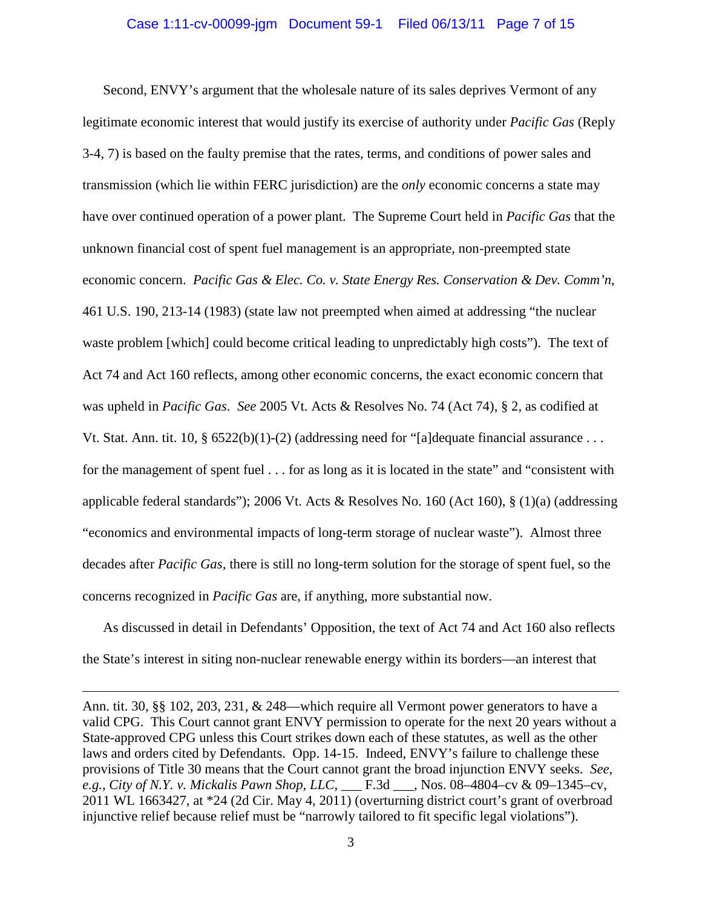Second, ENVY's argument that the wholesale nature of its sales deprives Vermont of any legitimate economic interest that would justify its exercise of authority under *Pacific Gas* (Reply 3-4, 7) is based on the faulty premise that the rates, terms, and conditions of power sales and transmission (which lie within FERC jurisdiction) are the *only* economic concerns a state may have over continued operation of a power plant. The Supreme Court held in *Pacific Gas* that the unknown financial cost of spent fuel management is an appropriate, non-preempted state economic concern. *Pacific Gas & Elec. Co. v. State Energy Res. Conservation & Dev. Comm'n*, 461 U.S. 190, 213-14 (1983) (state law not preempted when aimed at addressing "the nuclear waste problem [which] could become critical leading to unpredictably high costs"). The text of Act 74 and Act 160 reflects, among other economic concerns, the exact economic concern that was upheld in *Pacific Gas*. *See* 2005 Vt. Acts & Resolves No. 74 (Act 74), § 2, as codified at Vt. Stat. Ann. tit. 10, § 6522(b)(1)-(2) (addressing need for "[a]dequate financial assurance . . . for the management of spent fuel . . . for as long as it is located in the state" and "consistent with applicable federal standards"); 2006 Vt. Acts & Resolves No. 160 (Act 160), § (1)(a) (addressing "economics and environmental impacts of long-term storage of nuclear waste"). Almost three decades after *Pacific Gas,* there is still no long-term solution for the storage of spent fuel, so the concerns recognized in *Pacific Gas* are, if anything, more substantial now.

As discussed in detail in Defendants' Opposition, the text of Act 74 and Act 160 also reflects the State's interest in siting non-nuclear renewable energy within its borders—an interest that

---

Ann. tit. 30, §§ 102, 203, 231, & 248—which require all Vermont power generators to have a valid CPG. This Court cannot grant ENVY permission to operate for the next 20 years without a State-approved CPG unless this Court strikes down each of these statutes, as well as the other laws and orders cited by Defendants. Opp. 14-15. Indeed, ENVY's failure to challenge these provisions of Title 30 means that the Court cannot grant the broad injunction ENVY seeks. *See, e.g.*, *City of N.Y. v. Mickalis Pawn Shop, LLC*, ___ F.3d ___, Nos. 08–4804–cv & 09–1345–cv, 2011 WL 1663427, at *24 (2d Cir. May 4, 2011) (overturning district court's grant of overbroad injunctive relief because relief must be "narrowly tailored to fit specific legal violations").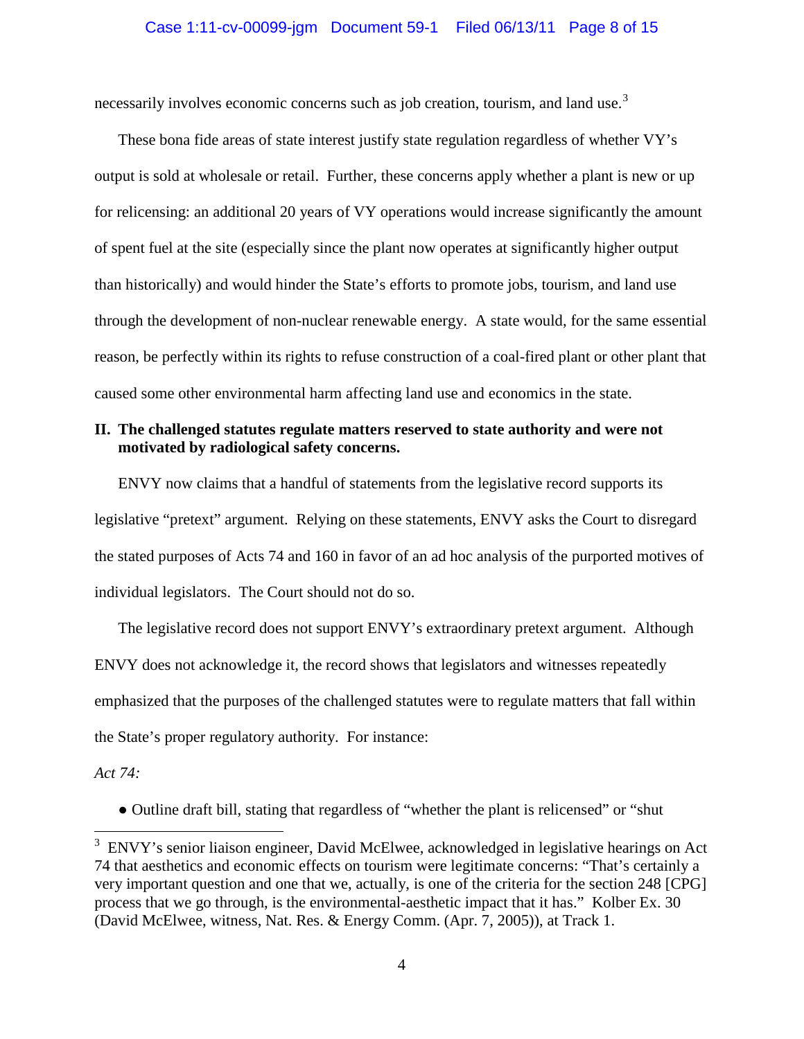necessarily involves economic concerns such as job creation, tourism, and land use.[3]

These bona fide areas of state interest justify state regulation regardless of whether VY's output is sold at wholesale or retail. Further, these concerns apply whether a plant is new or up for relicensing: an additional 20 years of VY operations would increase significantly the amount of spent fuel at the site (especially since the plant now operates at significantly higher output than historically) and would hinder the State's efforts to promote jobs, tourism, and land use through the development of non-nuclear renewable energy. A state would, for the same essential reason, be perfectly within its rights to refuse construction of a coal-fired plant or other plant that caused some other environmental harm affecting land use and economics in the state.

## II. The challenged statutes regulate matters reserved to state authority and were not motivated by radiological safety concerns.

ENVY now claims that a handful of statements from the legislative record supports its legislative "pretext" argument. Relying on these statements, ENVY asks the Court to disregard the stated purposes of Acts 74 and 160 in favor of an ad hoc analysis of the purported motives of individual legislators. The Court should not do so.

The legislative record does not support ENVY's extraordinary pretext argument. Although ENVY does not acknowledge it, the record shows that legislators and witnesses repeatedly emphasized that the purposes of the challenged statutes were to regulate matters that fall within the State's proper regulatory authority. For instance:

*Act 74:*

- Outline draft bill, stating that regardless of "whether the plant is relicensed" or "shut

---

[3] ENVY's senior liaison engineer, David McElwee, acknowledged in legislative hearings on Act 74 that aesthetics and economic effects on tourism were legitimate concerns: "That's certainly a very important question and one that we, actually, is one of the criteria for the section 248 [CPG] process that we go through, is the environmental-aesthetic impact that it has." Kolber Ex. 30 (David McElwee, witness, Nat. Res. & Energy Comm. (Apr. 7, 2005)), at Track 1.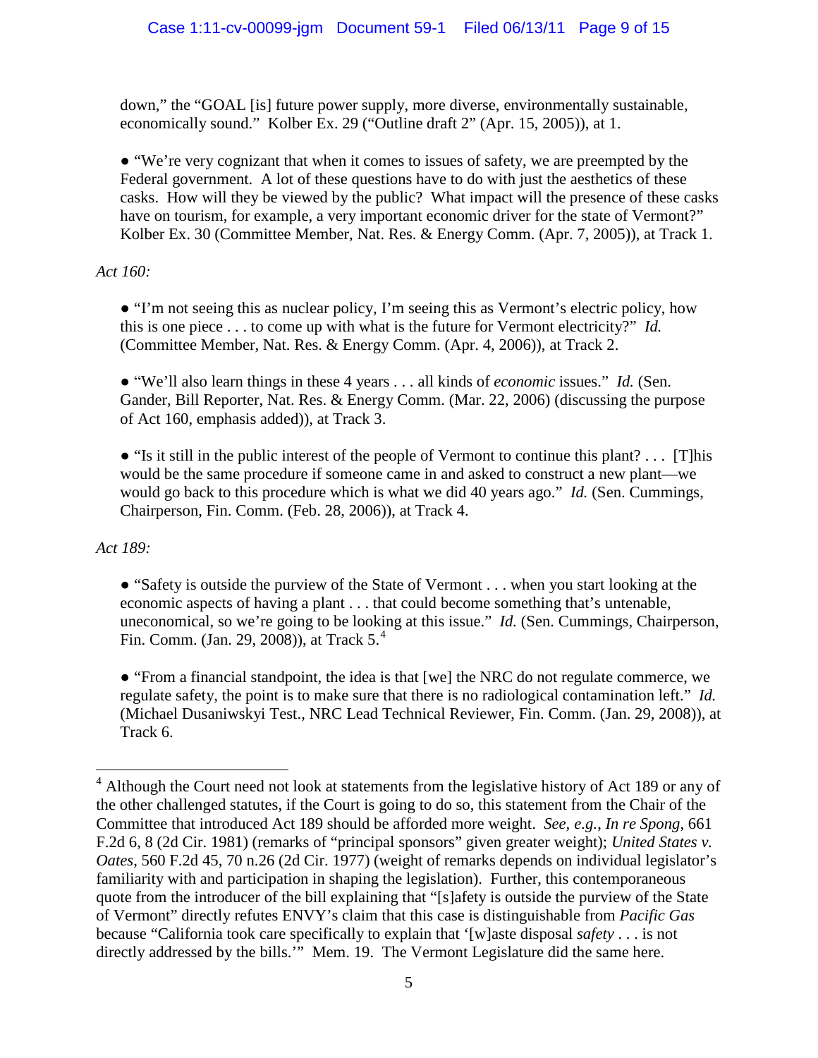down," the "GOAL [is] future power supply, more diverse, environmentally sustainable, economically sound." Kolber Ex. 29 ("Outline draft 2" (Apr. 15, 2005)), at 1.

- "We're very cognizant that when it comes to issues of safety, we are preempted by the Federal government. A lot of these questions have to do with just the aesthetics of these casks. How will they be viewed by the public? What impact will the presence of these casks have on tourism, for example, a very important economic driver for the state of Vermont?" Kolber Ex. 30 (Committee Member, Nat. Res. & Energy Comm. (Apr. 7, 2005)), at Track 1.

*Act 160:*

- "I'm not seeing this as nuclear policy, I'm seeing this as Vermont's electric policy, how this is one piece . . . to come up with what is the future for Vermont electricity?" *Id.* (Committee Member, Nat. Res. & Energy Comm. (Apr. 4, 2006)), at Track 2.

- "We'll also learn things in these 4 years . . . all kinds of *economic* issues." *Id.* (Sen. Gander, Bill Reporter, Nat. Res. & Energy Comm. (Mar. 22, 2006) (discussing the purpose of Act 160, emphasis added)), at Track 3.

- "Is it still in the public interest of the people of Vermont to continue this plant? . . . [T]his would be the same procedure if someone came in and asked to construct a new plant—we would go back to this procedure which is what we did 40 years ago." *Id.* (Sen. Cummings, Chairperson, Fin. Comm. (Feb. 28, 2006)), at Track 4.

*Act 189:*

- "Safety is outside the purview of the State of Vermont . . . when you start looking at the economic aspects of having a plant . . . that could become something that's untenable, uneconomical, so we're going to be looking at this issue." *Id.* (Sen. Cummings, Chairperson, Fin. Comm. (Jan. 29, 2008)), at Track 5.[4]

- "From a financial standpoint, the idea is that [we] the NRC do not regulate commerce, we regulate safety, the point is to make sure that there is no radiological contamination left." *Id.* (Michael Dusaniwskyi Test., NRC Lead Technical Reviewer, Fin. Comm. (Jan. 29, 2008)), at Track 6.

---

[4] Although the Court need not look at statements from the legislative history of Act 189 or any of the other challenged statutes, if the Court is going to do so, this statement from the Chair of the Committee that introduced Act 189 should be afforded more weight. *See, e.g.*, *In re Spong*, 661 F.2d 6, 8 (2d Cir. 1981) (remarks of "principal sponsors" given greater weight); *United States v. Oates*, 560 F.2d 45, 70 n.26 (2d Cir. 1977) (weight of remarks depends on individual legislator's familiarity with and participation in shaping the legislation). Further, this contemporaneous quote from the introducer of the bill explaining that "[s]afety is outside the purview of the State of Vermont" directly refutes ENVY's claim that this case is distinguishable from *Pacific Gas* because "California took care specifically to explain that '[w]aste disposal *safety* . . . is not directly addressed by the bills.'" Mem. 19. The Vermont Legislature did the same here.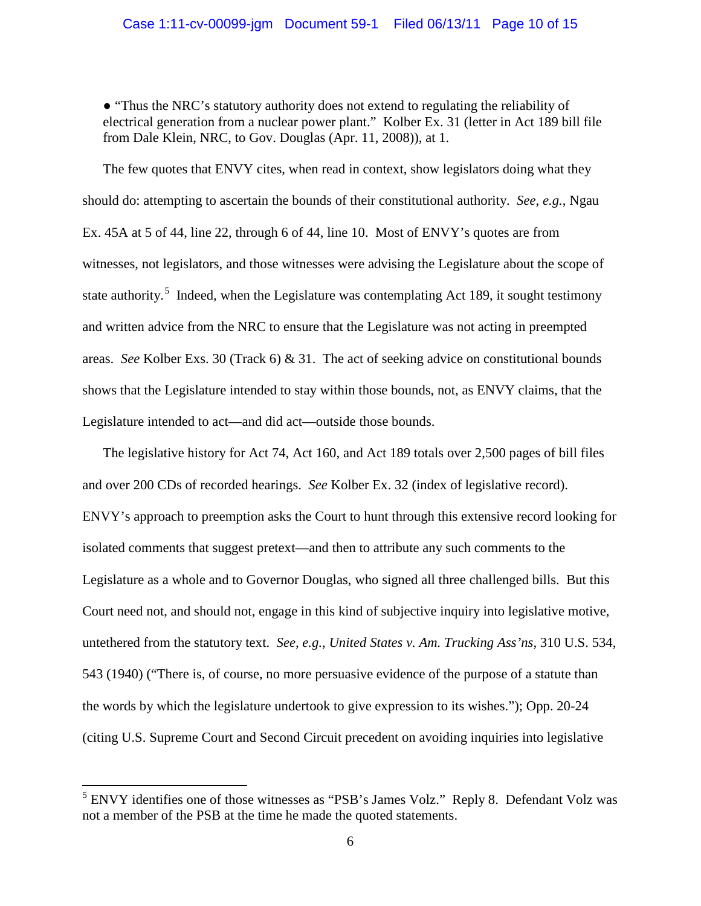- "Thus the NRC's statutory authority does not extend to regulating the reliability of electrical generation from a nuclear power plant." Kolber Ex. 31 (letter in Act 189 bill file from Dale Klein, NRC, to Gov. Douglas (Apr. 11, 2008)), at 1.

The few quotes that ENVY cites, when read in context, show legislators doing what they should do: attempting to ascertain the bounds of their constitutional authority. *See, e.g.*, Ngau Ex. 45A at 5 of 44, line 22, through 6 of 44, line 10. Most of ENVY's quotes are from witnesses, not legislators, and those witnesses were advising the Legislature about the scope of state authority.[5] Indeed, when the Legislature was contemplating Act 189, it sought testimony and written advice from the NRC to ensure that the Legislature was not acting in preempted areas. *See* Kolber Exs. 30 (Track 6) & 31. The act of seeking advice on constitutional bounds shows that the Legislature intended to stay within those bounds, not, as ENVY claims, that the Legislature intended to act—and did act—outside those bounds.

The legislative history for Act 74, Act 160, and Act 189 totals over 2,500 pages of bill files and over 200 CDs of recorded hearings. *See* Kolber Ex. 32 (index of legislative record). ENVY's approach to preemption asks the Court to hunt through this extensive record looking for isolated comments that suggest pretext—and then to attribute any such comments to the Legislature as a whole and to Governor Douglas, who signed all three challenged bills. But this Court need not, and should not, engage in this kind of subjective inquiry into legislative motive, untethered from the statutory text. *See, e.g.*, *United States v. Am. Trucking Ass'ns*, 310 U.S. 534, 543 (1940) ("There is, of course, no more persuasive evidence of the purpose of a statute than the words by which the legislature undertook to give expression to its wishes."); Opp. 20-24 (citing U.S. Supreme Court and Second Circuit precedent on avoiding inquiries into legislative

[5] ENVY identifies one of those witnesses as "PSB's James Volz." Reply 8. Defendant Volz was not a member of the PSB at the time he made the quoted statements.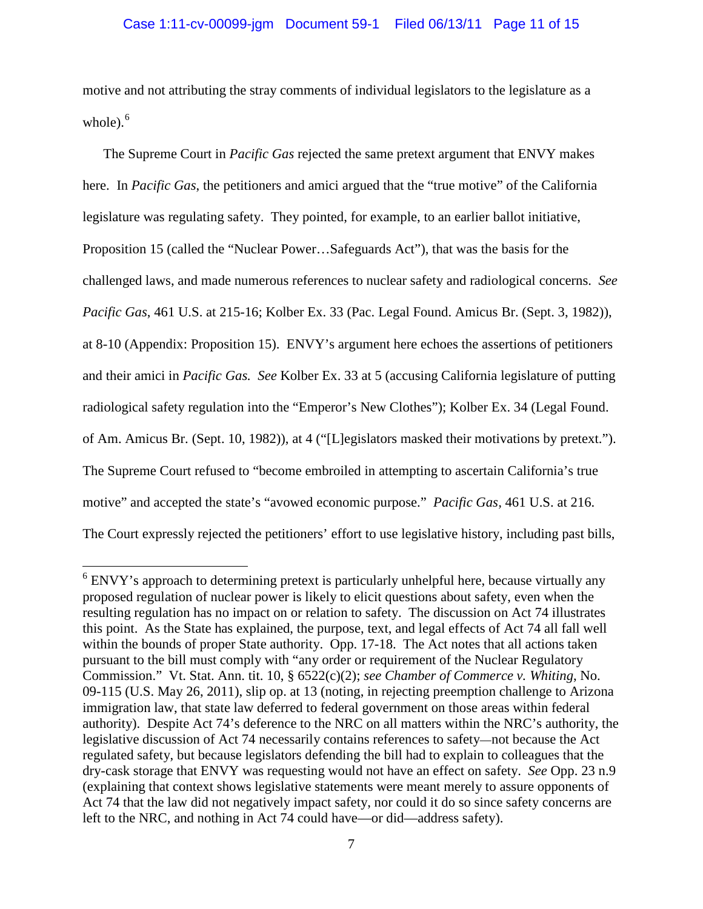motive and not attributing the stray comments of individual legislators to the legislature as a whole).[6]

The Supreme Court in *Pacific Gas* rejected the same pretext argument that ENVY makes here. In *Pacific Gas*, the petitioners and amici argued that the "true motive" of the California legislature was regulating safety. They pointed, for example, to an earlier ballot initiative, Proposition 15 (called the "Nuclear Power…Safeguards Act"), that was the basis for the challenged laws, and made numerous references to nuclear safety and radiological concerns. *See Pacific Gas*, 461 U.S. at 215-16; Kolber Ex. 33 (Pac. Legal Found. Amicus Br. (Sept. 3, 1982)), at 8-10 (Appendix: Proposition 15). ENVY's argument here echoes the assertions of petitioners and their amici in *Pacific Gas. See* Kolber Ex. 33 at 5 (accusing California legislature of putting radiological safety regulation into the "Emperor's New Clothes"); Kolber Ex. 34 (Legal Found. of Am. Amicus Br. (Sept. 10, 1982)), at 4 ("[L]egislators masked their motivations by pretext."). The Supreme Court refused to "become embroiled in attempting to ascertain California's true motive" and accepted the state's "avowed economic purpose." *Pacific Gas*, 461 U.S. at 216. The Court expressly rejected the petitioners' effort to use legislative history, including past bills,

[6] ENVY's approach to determining pretext is particularly unhelpful here, because virtually any proposed regulation of nuclear power is likely to elicit questions about safety, even when the resulting regulation has no impact on or relation to safety. The discussion on Act 74 illustrates this point. As the State has explained, the purpose, text, and legal effects of Act 74 all fall well within the bounds of proper State authority. Opp. 17-18. The Act notes that all actions taken pursuant to the bill must comply with "any order or requirement of the Nuclear Regulatory Commission." Vt. Stat. Ann. tit. 10, § 6522(c)(2); *see Chamber of Commerce v. Whiting*, No. 09-115 (U.S. May 26, 2011), slip op. at 13 (noting, in rejecting preemption challenge to Arizona immigration law, that state law deferred to federal government on those areas within federal authority). Despite Act 74's deference to the NRC on all matters within the NRC's authority, the legislative discussion of Act 74 necessarily contains references to safety—not because the Act regulated safety, but because legislators defending the bill had to explain to colleagues that the dry-cask storage that ENVY was requesting would not have an effect on safety. *See* Opp. 23 n.9 (explaining that context shows legislative statements were meant merely to assure opponents of Act 74 that the law did not negatively impact safety, nor could it do so since safety concerns are left to the NRC, and nothing in Act 74 could have—or did—address safety).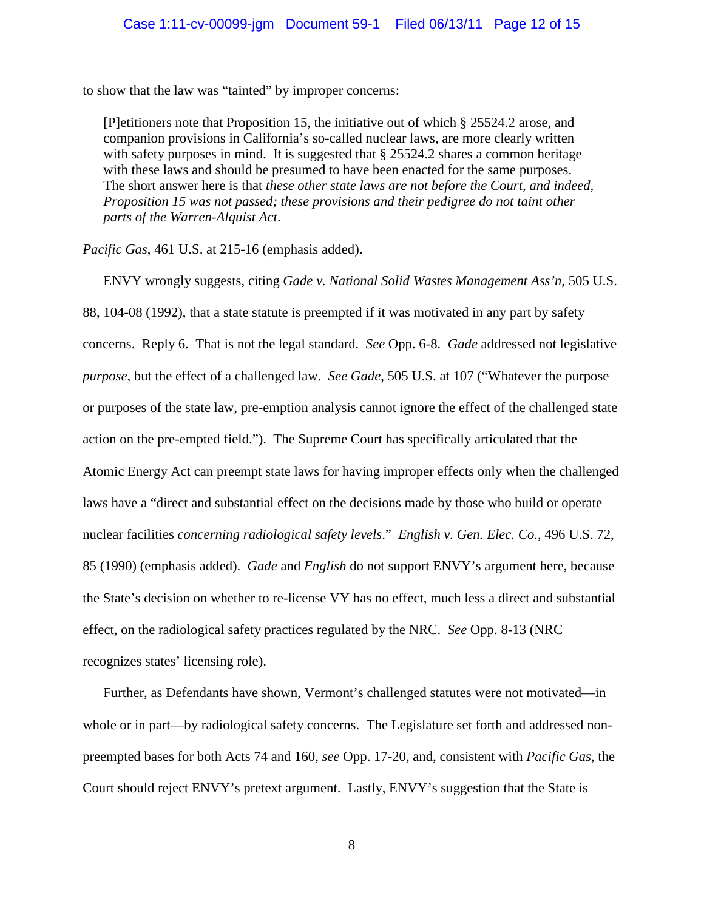to show that the law was "tainted" by improper concerns:

> [P]etitioners note that Proposition 15, the initiative out of which § 25524.2 arose, and companion provisions in California's so-called nuclear laws, are more clearly written with safety purposes in mind. It is suggested that § 25524.2 shares a common heritage with these laws and should be presumed to have been enacted for the same purposes. The short answer here is that *these other state laws are not before the Court, and indeed, Proposition 15 was not passed; these provisions and their pedigree do not taint other parts of the Warren-Alquist Act*.

*Pacific Gas*, 461 U.S. at 215-16 (emphasis added).

ENVY wrongly suggests, citing *Gade v. National Solid Wastes Management Ass'n*, 505 U.S. 88, 104-08 (1992), that a state statute is preempted if it was motivated in any part by safety concerns. Reply 6. That is not the legal standard. *See* Opp. 6-8. *Gade* addressed not legislative *purpose*, but the effect of a challenged law. *See Gade*, 505 U.S. at 107 ("Whatever the purpose or purposes of the state law, pre-emption analysis cannot ignore the effect of the challenged state action on the pre-empted field."). The Supreme Court has specifically articulated that the Atomic Energy Act can preempt state laws for having improper effects only when the challenged laws have a "direct and substantial effect on the decisions made by those who build or operate nuclear facilities *concerning radiological safety levels*." *English v. Gen. Elec. Co.*, 496 U.S. 72, 85 (1990) (emphasis added). *Gade* and *English* do not support ENVY's argument here, because the State's decision on whether to re-license VY has no effect, much less a direct and substantial effect, on the radiological safety practices regulated by the NRC. *See* Opp. 8-13 (NRC recognizes states' licensing role).

Further, as Defendants have shown, Vermont's challenged statutes were not motivated—in whole or in part—by radiological safety concerns. The Legislature set forth and addressed non-preempted bases for both Acts 74 and 160, *see* Opp. 17-20, and, consistent with *Pacific Gas*, the Court should reject ENVY's pretext argument. Lastly, ENVY's suggestion that the State is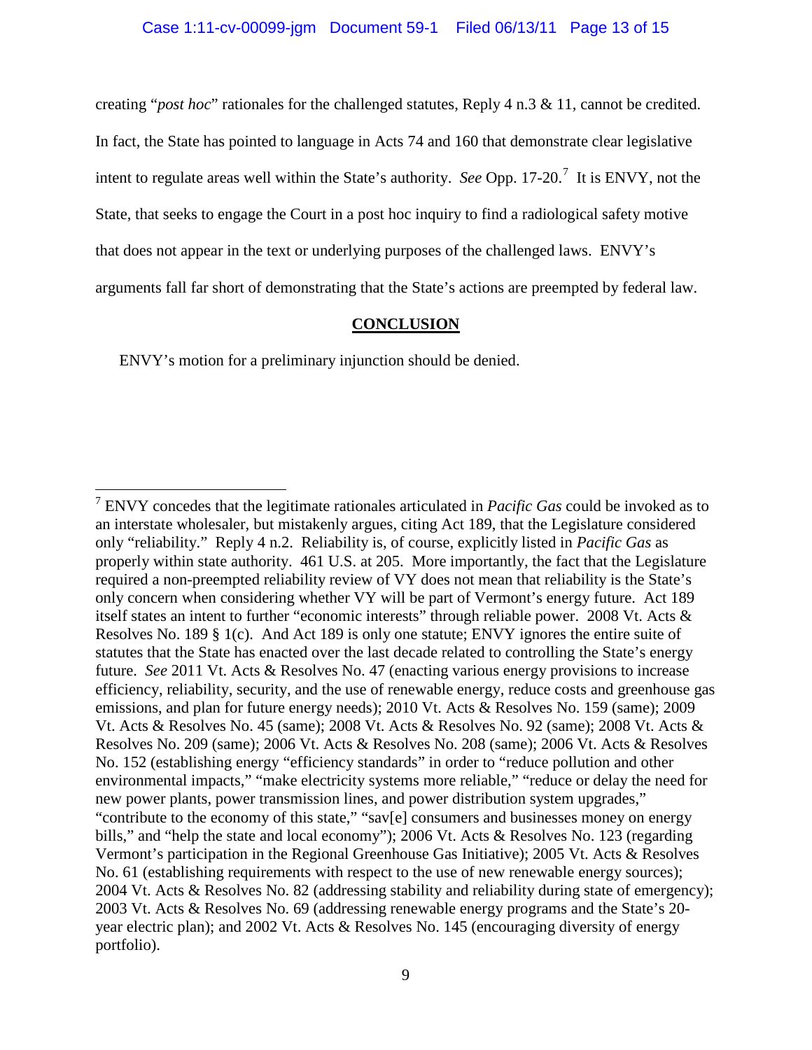creating "*post hoc*" rationales for the challenged statutes, Reply 4 n.3 & 11, cannot be credited. In fact, the State has pointed to language in Acts 74 and 160 that demonstrate clear legislative intent to regulate areas well within the State's authority. *See* Opp. 17-20.[7] It is ENVY, not the State, that seeks to engage the Court in a post hoc inquiry to find a radiological safety motive that does not appear in the text or underlying purposes of the challenged laws. ENVY's arguments fall far short of demonstrating that the State's actions are preempted by federal law.

## CONCLUSION

ENVY's motion for a preliminary injunction should be denied.

---

[7] ENVY concedes that the legitimate rationales articulated in *Pacific Gas* could be invoked as to an interstate wholesaler, but mistakenly argues, citing Act 189, that the Legislature considered only "reliability." Reply 4 n.2. Reliability is, of course, explicitly listed in *Pacific Gas* as properly within state authority. 461 U.S. at 205. More importantly, the fact that the Legislature required a non-preempted reliability review of VY does not mean that reliability is the State's only concern when considering whether VY will be part of Vermont's energy future. Act 189 itself states an intent to further "economic interests" through reliable power. 2008 Vt. Acts & Resolves No. 189 § 1(c). And Act 189 is only one statute; ENVY ignores the entire suite of statutes that the State has enacted over the last decade related to controlling the State's energy future. *See* 2011 Vt. Acts & Resolves No. 47 (enacting various energy provisions to increase efficiency, reliability, security, and the use of renewable energy, reduce costs and greenhouse gas emissions, and plan for future energy needs); 2010 Vt. Acts & Resolves No. 159 (same); 2009 Vt. Acts & Resolves No. 45 (same); 2008 Vt. Acts & Resolves No. 92 (same); 2008 Vt. Acts & Resolves No. 209 (same); 2006 Vt. Acts & Resolves No. 208 (same); 2006 Vt. Acts & Resolves No. 152 (establishing energy "efficiency standards" in order to "reduce pollution and other environmental impacts," "make electricity systems more reliable," "reduce or delay the need for new power plants, power transmission lines, and power distribution system upgrades," "contribute to the economy of this state," "sav[e] consumers and businesses money on energy bills," and "help the state and local economy"); 2006 Vt. Acts & Resolves No. 123 (regarding Vermont's participation in the Regional Greenhouse Gas Initiative); 2005 Vt. Acts & Resolves No. 61 (establishing requirements with respect to the use of new renewable energy sources); 2004 Vt. Acts & Resolves No. 82 (addressing stability and reliability during state of emergency); 2003 Vt. Acts & Resolves No. 69 (addressing renewable energy programs and the State's 20-year electric plan); and 2002 Vt. Acts & Resolves No. 145 (encouraging diversity of energy portfolio).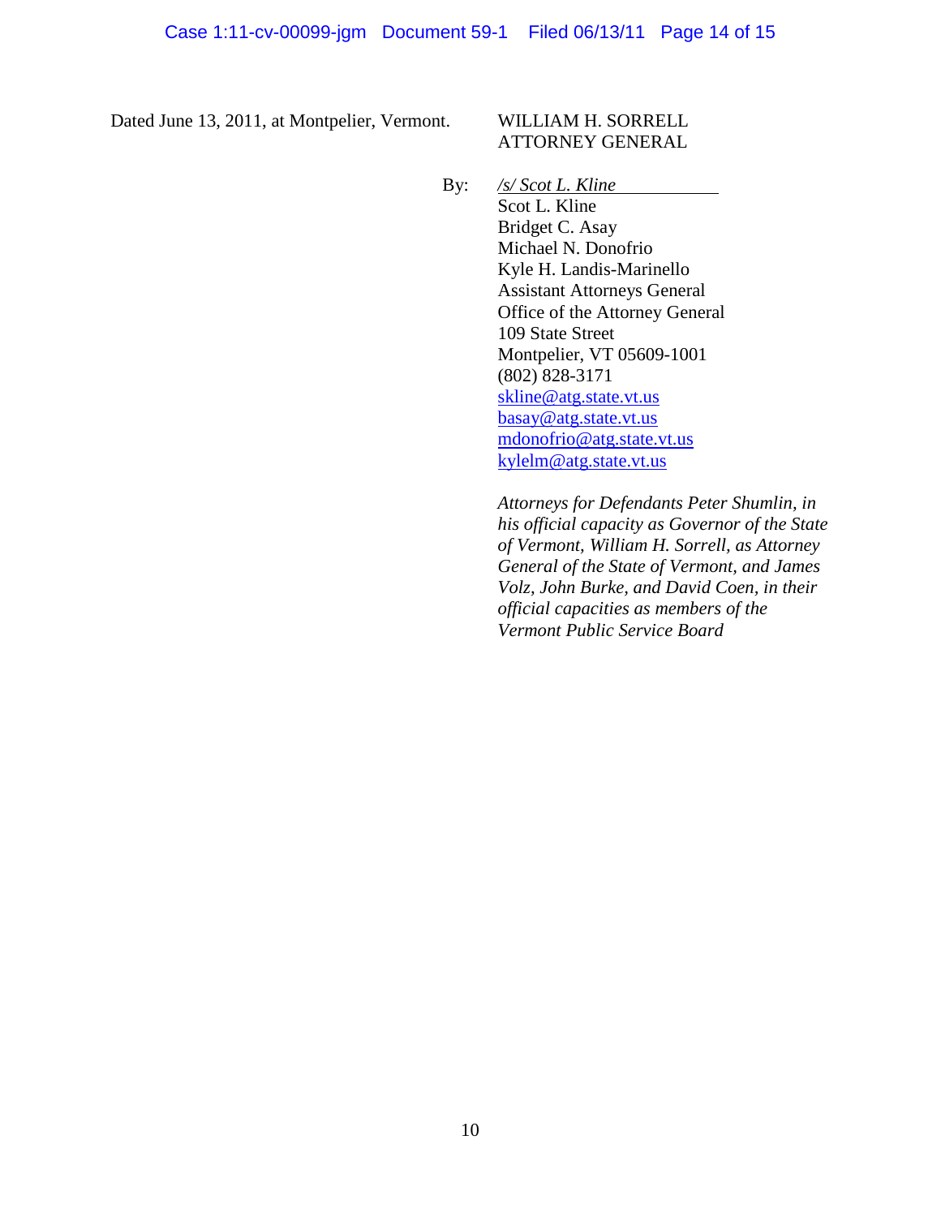Dated June 13, 2011, at Montpelier, Vermont.

WILLIAM H. SORRELL
ATTORNEY GENERAL

By: */s/ Scot L. Kline*
Scot L. Kline
Bridget C. Asay
Michael N. Donofrio
Kyle H. Landis-Marinello
Assistant Attorneys General
Office of the Attorney General
109 State Street
Montpelier, VT 05609-1001
(802) 828-3171
skline@atg.state.vt.us
basay@atg.state.vt.us
mdonofrio@atg.state.vt.us
kylelm@atg.state.vt.us

*Attorneys for Defendants Peter Shumlin, in his official capacity as Governor of the State of Vermont, William H. Sorrell, as Attorney General of the State of Vermont, and James Volz, John Burke, and David Coen, in their official capacities as members of the Vermont Public Service Board*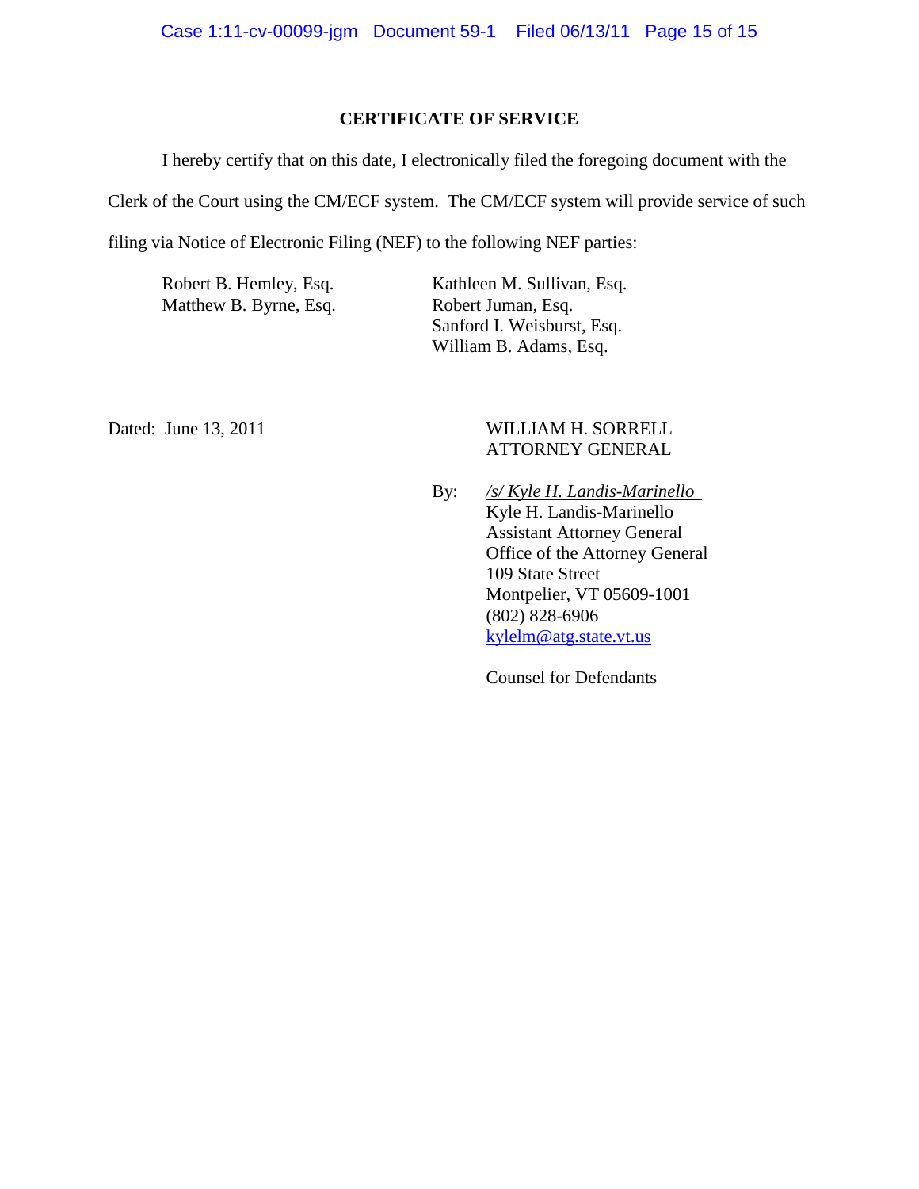## CERTIFICATE OF SERVICE

I hereby certify that on this date, I electronically filed the foregoing document with the Clerk of the Court using the CM/ECF system. The CM/ECF system will provide service of such filing via Notice of Electronic Filing (NEF) to the following NEF parties:

Robert B. Hemley, Esq.
Matthew B. Byrne, Esq.

Kathleen M. Sullivan, Esq.
Robert Juman, Esq.
Sanford I. Weisburst, Esq.
William B. Adams, Esq.

Dated: June 13, 2011

WILLIAM H. SORRELL
ATTORNEY GENERAL

By: */s/ Kyle H. Landis-Marinello*
Kyle H. Landis-Marinello
Assistant Attorney General
Office of the Attorney General
109 State Street
Montpelier, VT 05609-1001
(802) 828-6906
kylelm@atg.state.vt.us

Counsel for Defendants